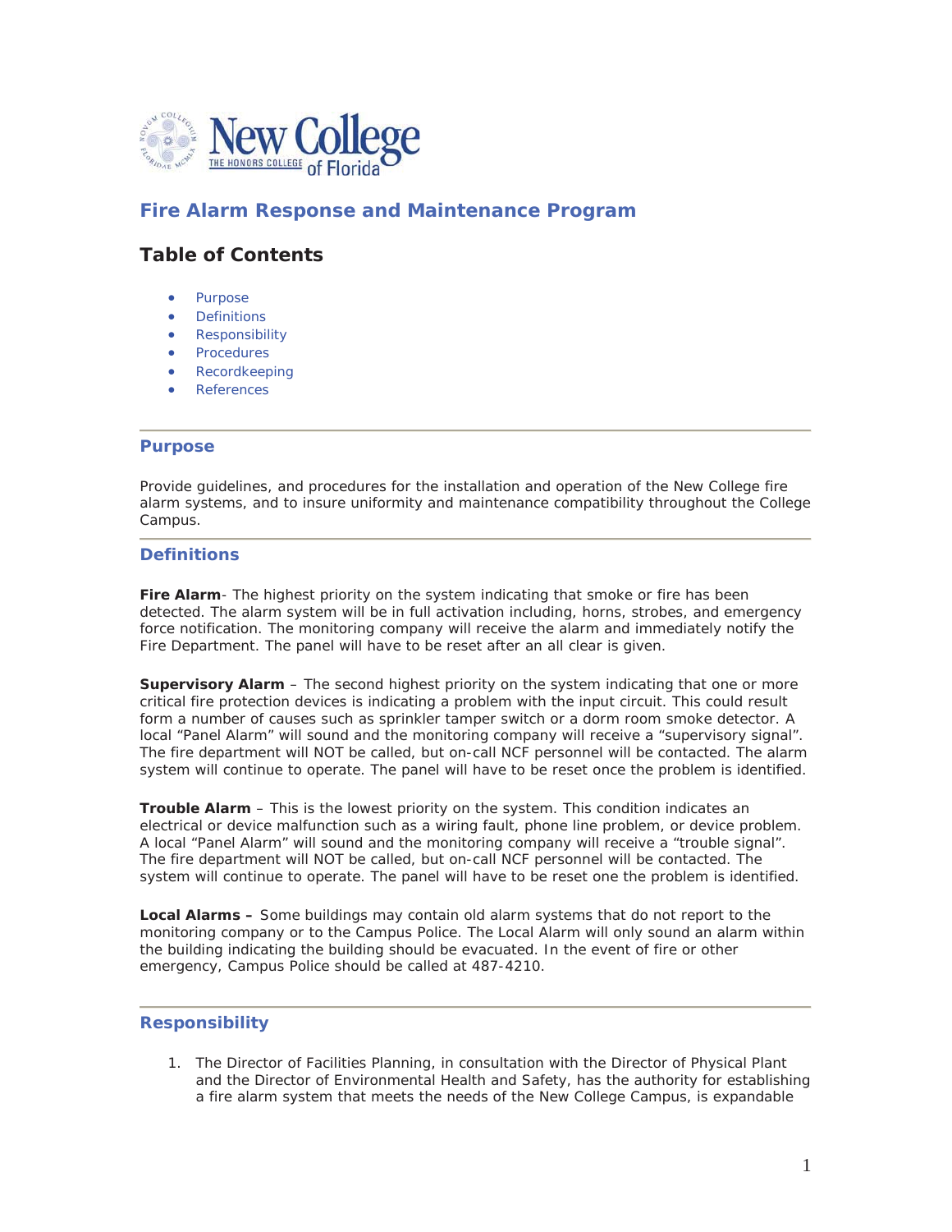# Fire Alarm Response and Maintenance Program

## Table of Contents

- Purpose
- Definitions
- Responsibility
- Procedures
- Recordkeeping
- References

---

## Purpose

Provide guidelines, and procedures for the installation and operation of the New College fire alarm systems, and to insure uniformity and maintenance compatibility throughout the College Campus.

---

## Definitions

**Fire Alarm**- The highest priority on the system indicating that smoke or fire has been detected. The alarm system will be in full activation including, horns, strobes, and emergency force notification. The monitoring company will receive the alarm and immediately notify the Fire Department. The panel will have to be reset after an all clear is given.

**Supervisory Alarm** – The second highest priority on the system indicating that one or more critical fire protection devices is indicating a problem with the input circuit. This could result form a number of causes such as sprinkler tamper switch or a dorm room smoke detector. A local "Panel Alarm" will sound and the monitoring company will receive a "supervisory signal". The fire department will NOT be called, but on-call NCF personnel will be contacted. The alarm system will continue to operate. The panel will have to be reset once the problem is identified.

**Trouble Alarm** – This is the lowest priority on the system. This condition indicates an electrical or device malfunction such as a wiring fault, phone line problem, or device problem. A local "Panel Alarm" will sound and the monitoring company will receive a "trouble signal". The fire department will NOT be called, but on-call NCF personnel will be contacted. The system will continue to operate. The panel will have to be reset one the problem is identified.

**Local Alarms –** Some buildings may contain old alarm systems that do not report to the monitoring company or to the Campus Police. The Local Alarm will only sound an alarm within the building indicating the building should be evacuated. In the event of fire or other emergency, Campus Police should be called at 487-4210.

---

## Responsibility

1. The Director of Facilities Planning, in consultation with the Director of Physical Plant and the Director of Environmental Health and Safety, has the authority for establishing a fire alarm system that meets the needs of the New College Campus, is expandable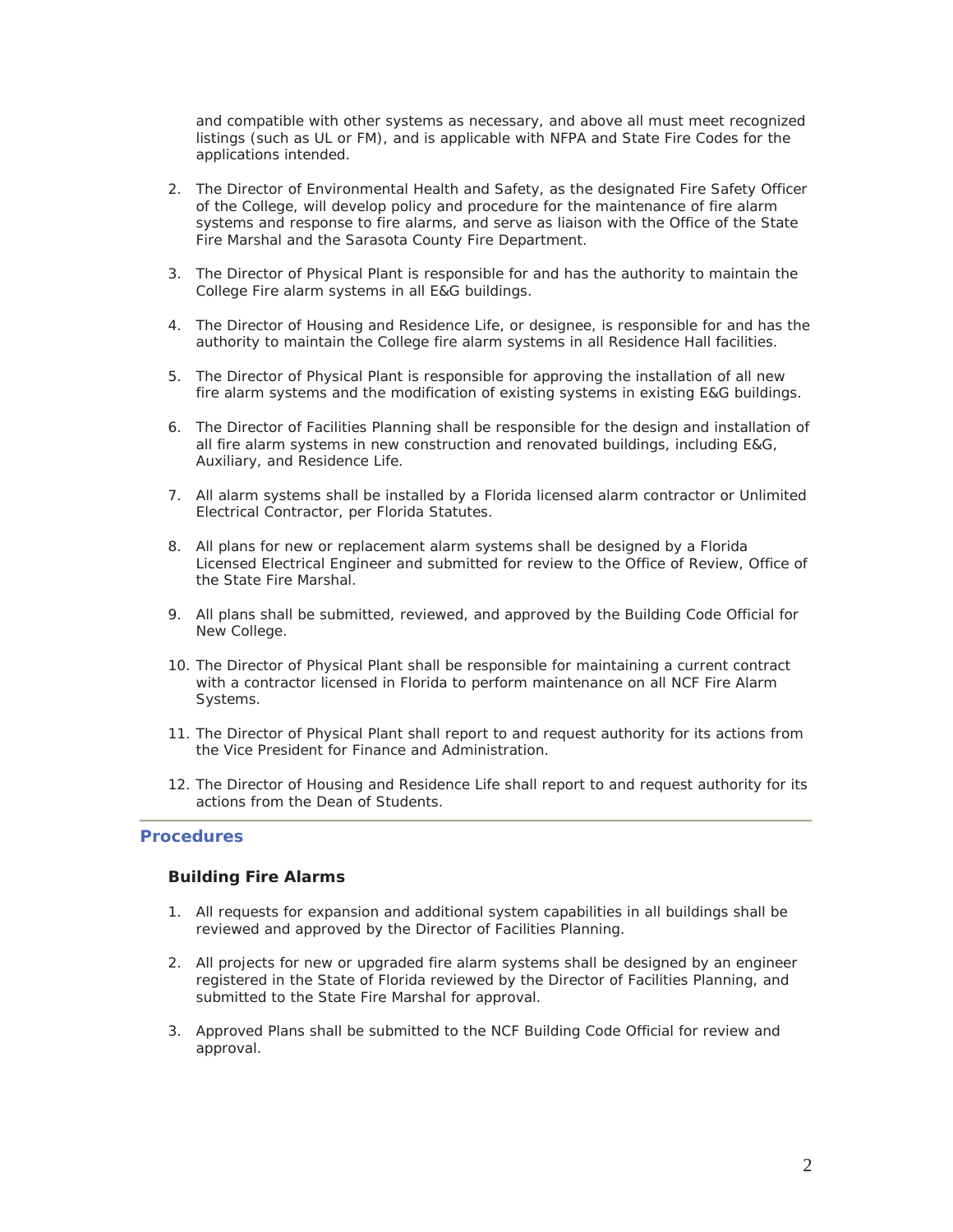and compatible with other systems as necessary, and above all must meet recognized listings (such as UL or FM), and is applicable with NFPA and State Fire Codes for the applications intended.

2. The Director of Environmental Health and Safety, as the designated Fire Safety Officer of the College, will develop policy and procedure for the maintenance of fire alarm systems and response to fire alarms, and serve as liaison with the Office of the State Fire Marshal and the Sarasota County Fire Department.

3. The Director of Physical Plant is responsible for and has the authority to maintain the College Fire alarm systems in all E&G buildings.

4. The Director of Housing and Residence Life, or designee, is responsible for and has the authority to maintain the College fire alarm systems in all Residence Hall facilities.

5. The Director of Physical Plant is responsible for approving the installation of all new fire alarm systems and the modification of existing systems in existing E&G buildings.

6. The Director of Facilities Planning shall be responsible for the design and installation of all fire alarm systems in new construction and renovated buildings, including E&G, Auxiliary, and Residence Life.

7. All alarm systems shall be installed by a Florida licensed alarm contractor or Unlimited Electrical Contractor, per Florida Statutes.

8. All plans for new or replacement alarm systems shall be designed by a Florida Licensed Electrical Engineer and submitted for review to the Office of Review, Office of the State Fire Marshal.

9. All plans shall be submitted, reviewed, and approved by the Building Code Official for New College.

10. The Director of Physical Plant shall be responsible for maintaining a current contract with a contractor licensed in Florida to perform maintenance on all NCF Fire Alarm Systems.

11. The Director of Physical Plant shall report to and request authority for its actions from the Vice President for Finance and Administration.

12. The Director of Housing and Residence Life shall report to and request authority for its actions from the Dean of Students.

## Procedures

### Building Fire Alarms

1. All requests for expansion and additional system capabilities in all buildings shall be reviewed and approved by the Director of Facilities Planning.

2. All projects for new or upgraded fire alarm systems shall be designed by an engineer registered in the State of Florida reviewed by the Director of Facilities Planning, and submitted to the State Fire Marshal for approval.

3. Approved Plans shall be submitted to the NCF Building Code Official for review and approval.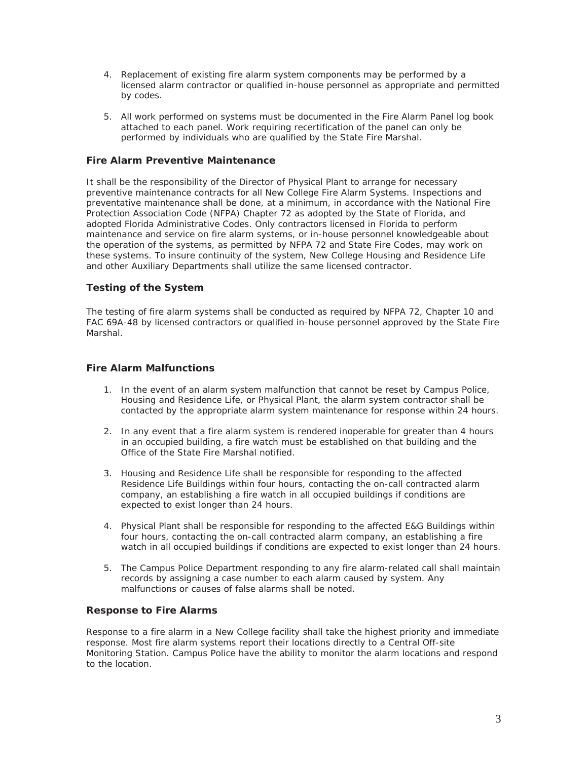4. Replacement of existing fire alarm system components may be performed by a licensed alarm contractor or qualified in-house personnel as appropriate and permitted by codes.

5. All work performed on systems must be documented in the Fire Alarm Panel log book attached to each panel. Work requiring recertification of the panel can only be performed by individuals who are qualified by the State Fire Marshal.

### Fire Alarm Preventive Maintenance

It shall be the responsibility of the Director of Physical Plant to arrange for necessary preventive maintenance contracts for all New College Fire Alarm Systems. Inspections and preventative maintenance shall be done, at a minimum, in accordance with the National Fire Protection Association Code (NFPA) Chapter 72 as adopted by the State of Florida, and adopted Florida Administrative Codes. Only contractors licensed in Florida to perform maintenance and service on fire alarm systems, or in-house personnel knowledgeable about the operation of the systems, as permitted by NFPA 72 and State Fire Codes, may work on these systems. To insure continuity of the system, New College Housing and Residence Life and other Auxiliary Departments shall utilize the same licensed contractor.

### Testing of the System

The testing of fire alarm systems shall be conducted as required by NFPA 72, Chapter 10 and FAC 69A-48 by licensed contractors or qualified in-house personnel approved by the State Fire Marshal.

### Fire Alarm Malfunctions

1. In the event of an alarm system malfunction that cannot be reset by Campus Police, Housing and Residence Life, or Physical Plant, the alarm system contractor shall be contacted by the appropriate alarm system maintenance for response within 24 hours.

2. In any event that a fire alarm system is rendered inoperable for greater than 4 hours in an occupied building, a fire watch must be established on that building and the Office of the State Fire Marshal notified.

3. Housing and Residence Life shall be responsible for responding to the affected Residence Life Buildings within four hours, contacting the on-call contracted alarm company, an establishing a fire watch in all occupied buildings if conditions are expected to exist longer than 24 hours.

4. Physical Plant shall be responsible for responding to the affected E&G Buildings within four hours, contacting the on-call contracted alarm company, an establishing a fire watch in all occupied buildings if conditions are expected to exist longer than 24 hours.

5. The Campus Police Department responding to any fire alarm-related call shall maintain records by assigning a case number to each alarm caused by system. Any malfunctions or causes of false alarms shall be noted.

### Response to Fire Alarms

Response to a fire alarm in a New College facility shall take the highest priority and immediate response. Most fire alarm systems report their locations directly to a Central Off-site Monitoring Station. Campus Police have the ability to monitor the alarm locations and respond to the location.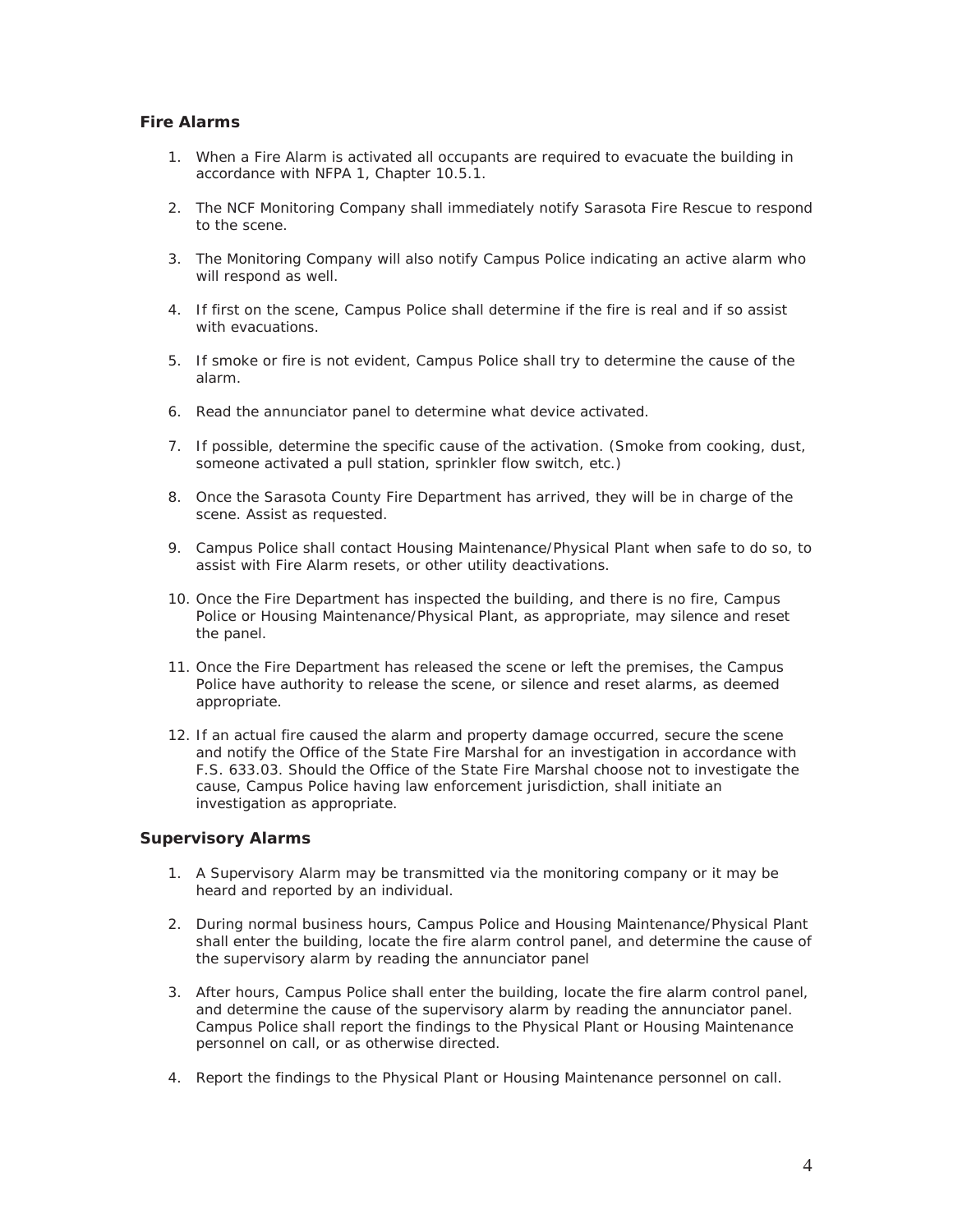## Fire Alarms

1. When a Fire Alarm is activated all occupants are required to evacuate the building in accordance with NFPA 1, Chapter 10.5.1.

2. The NCF Monitoring Company shall immediately notify Sarasota Fire Rescue to respond to the scene.

3. The Monitoring Company will also notify Campus Police indicating an active alarm who will respond as well.

4. If first on the scene, Campus Police shall determine if the fire is real and if so assist with evacuations.

5. If smoke or fire is not evident, Campus Police shall try to determine the cause of the alarm.

6. Read the annunciator panel to determine what device activated.

7. If possible, determine the specific cause of the activation. (Smoke from cooking, dust, someone activated a pull station, sprinkler flow switch, etc.)

8. Once the Sarasota County Fire Department has arrived, they will be in charge of the scene. Assist as requested.

9. Campus Police shall contact Housing Maintenance/Physical Plant when safe to do so, to assist with Fire Alarm resets, or other utility deactivations.

10. Once the Fire Department has inspected the building, and there is no fire, Campus Police or Housing Maintenance/Physical Plant, as appropriate, may silence and reset the panel.

11. Once the Fire Department has released the scene or left the premises, the Campus Police have authority to release the scene, or silence and reset alarms, as deemed appropriate.

12. If an actual fire caused the alarm and property damage occurred, secure the scene and notify the Office of the State Fire Marshal for an investigation in accordance with F.S. 633.03. Should the Office of the State Fire Marshal choose not to investigate the cause, Campus Police having law enforcement jurisdiction, shall initiate an investigation as appropriate.

## Supervisory Alarms

1. A Supervisory Alarm may be transmitted via the monitoring company or it may be heard and reported by an individual.

2. During normal business hours, Campus Police and Housing Maintenance/Physical Plant shall enter the building, locate the fire alarm control panel, and determine the cause of the supervisory alarm by reading the annunciator panel

3. After hours, Campus Police shall enter the building, locate the fire alarm control panel, and determine the cause of the supervisory alarm by reading the annunciator panel. Campus Police shall report the findings to the Physical Plant or Housing Maintenance personnel on call, or as otherwise directed.

4. Report the findings to the Physical Plant or Housing Maintenance personnel on call.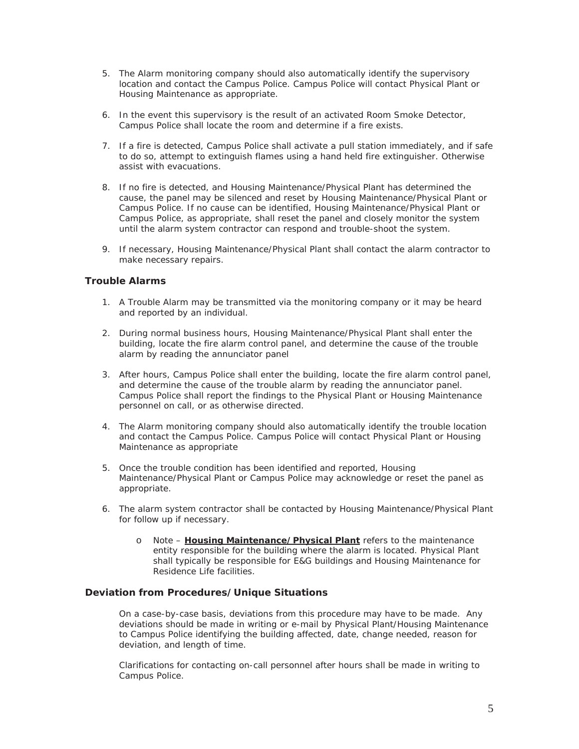5. The Alarm monitoring company should also automatically identify the supervisory location and contact the Campus Police. Campus Police will contact Physical Plant or Housing Maintenance as appropriate.

6. In the event this supervisory is the result of an activated Room Smoke Detector, Campus Police shall locate the room and determine if a fire exists.

7. If a fire is detected, Campus Police shall activate a pull station immediately, and if safe to do so, attempt to extinguish flames using a hand held fire extinguisher. Otherwise assist with evacuations.

8. If no fire is detected, and Housing Maintenance/Physical Plant has determined the cause, the panel may be silenced and reset by Housing Maintenance/Physical Plant or Campus Police. If no cause can be identified, Housing Maintenance/Physical Plant or Campus Police, as appropriate, shall reset the panel and closely monitor the system until the alarm system contractor can respond and trouble-shoot the system.

9. If necessary, Housing Maintenance/Physical Plant shall contact the alarm contractor to make necessary repairs.

### Trouble Alarms

1. A Trouble Alarm may be transmitted via the monitoring company or it may be heard and reported by an individual.

2. During normal business hours, Housing Maintenance/Physical Plant shall enter the building, locate the fire alarm control panel, and determine the cause of the trouble alarm by reading the annunciator panel

3. After hours, Campus Police shall enter the building, locate the fire alarm control panel, and determine the cause of the trouble alarm by reading the annunciator panel. Campus Police shall report the findings to the Physical Plant or Housing Maintenance personnel on call, or as otherwise directed.

4. The Alarm monitoring company should also automatically identify the trouble location and contact the Campus Police. Campus Police will contact Physical Plant or Housing Maintenance as appropriate

5. Once the trouble condition has been identified and reported, Housing Maintenance/Physical Plant or Campus Police may acknowledge or reset the panel as appropriate.

6. The alarm system contractor shall be contacted by Housing Maintenance/Physical Plant for follow up if necessary.

   - Note – **Housing Maintenance/Physical Plant** refers to the maintenance entity responsible for the building where the alarm is located. Physical Plant shall typically be responsible for E&G buildings and Housing Maintenance for Residence Life facilities.

### Deviation from Procedures/Unique Situations

On a case-by-case basis, deviations from this procedure may have to be made. Any deviations should be made in writing or e-mail by Physical Plant/Housing Maintenance to Campus Police identifying the building affected, date, change needed, reason for deviation, and length of time.

Clarifications for contacting on-call personnel after hours shall be made in writing to Campus Police.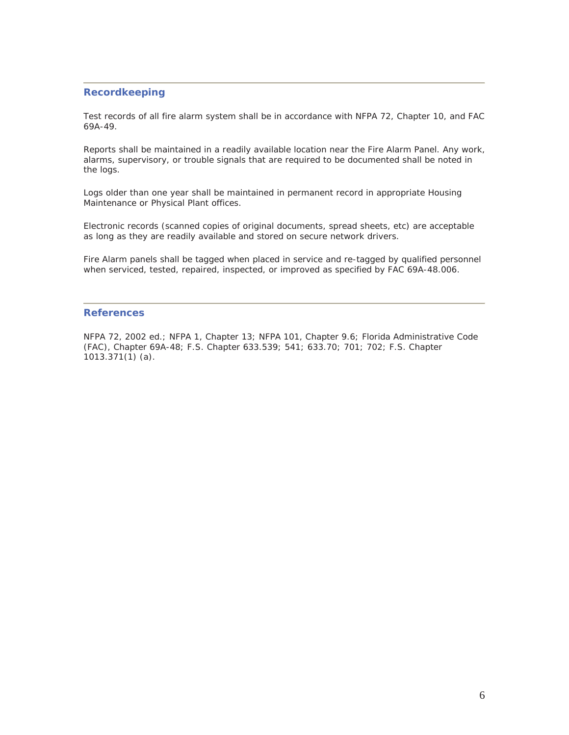## Recordkeeping

Test records of all fire alarm system shall be in accordance with NFPA 72, Chapter 10, and FAC 69A-49.

Reports shall be maintained in a readily available location near the Fire Alarm Panel. Any work, alarms, supervisory, or trouble signals that are required to be documented shall be noted in the logs.

Logs older than one year shall be maintained in permanent record in appropriate Housing Maintenance or Physical Plant offices.

Electronic records (scanned copies of original documents, spread sheets, etc) are acceptable as long as they are readily available and stored on secure network drivers.

Fire Alarm panels shall be tagged when placed in service and re-tagged by qualified personnel when serviced, tested, repaired, inspected, or improved as specified by FAC 69A-48.006.

## References

NFPA 72, 2002 ed.; NFPA 1, Chapter 13; NFPA 101, Chapter 9.6; Florida Administrative Code (FAC), Chapter 69A-48; F.S. Chapter 633.539; 541; 633.70; 701; 702; F.S. Chapter 1013.371(1) (a).